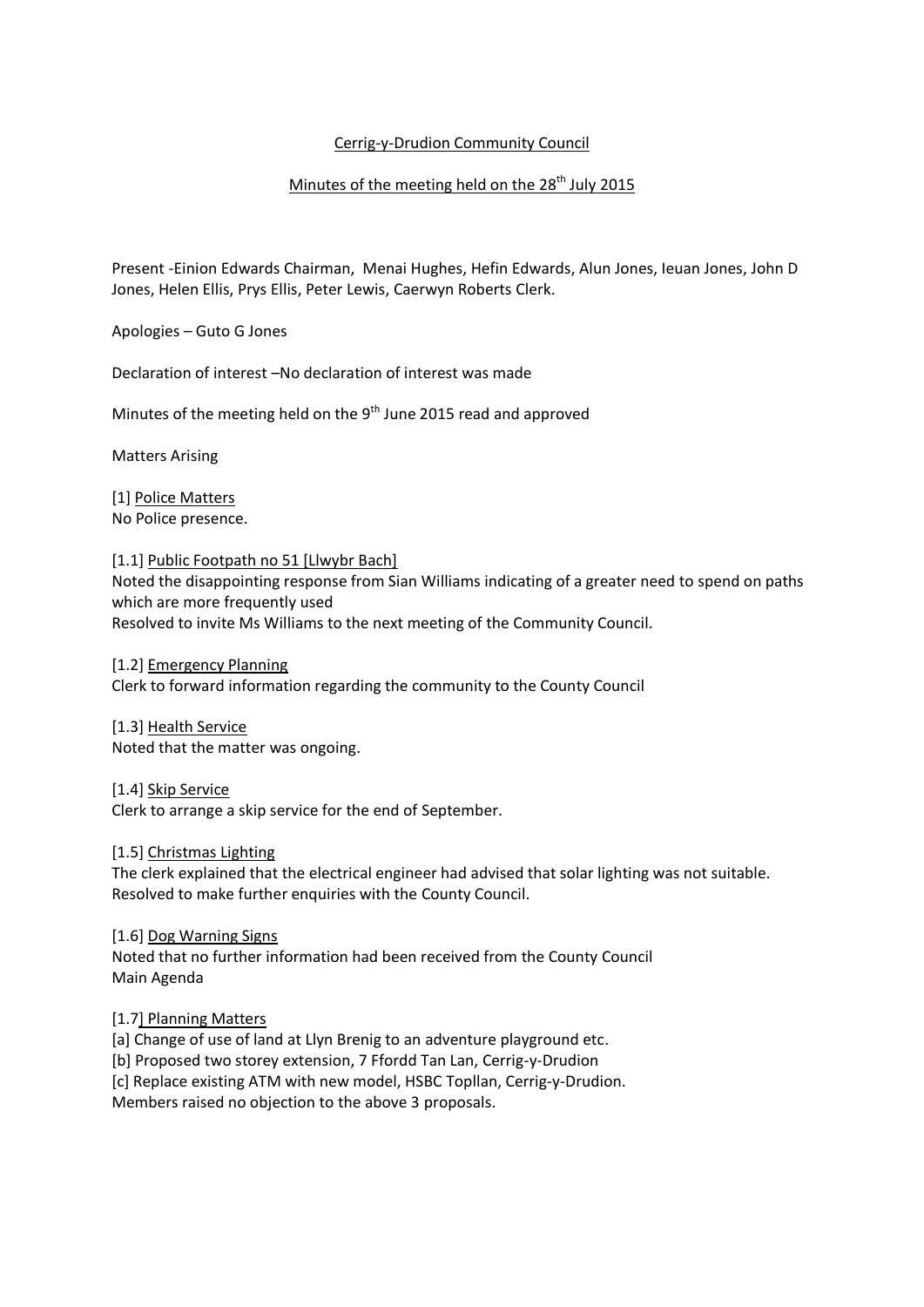Cerrig-y-Drudion Community Council

Minutes of the meeting held on the 28th July 2015

Present -Einion Edwards Chairman, Menai Hughes, Hefin Edwards, Alun Jones, Ieuan Jones, John D Jones, Helen Ellis, Prys Ellis, Peter Lewis, Caerwyn Roberts Clerk.

Apologies – Guto G Jones

Declaration of interest –No declaration of interest was made

Minutes of the meeting held on the 9th June 2015 read and approved

Matters Arising

[1] Police Matters
No Police presence.

[1.1] Public Footpath no 51 [Llwybr Bach]
Noted the disappointing response from Sian Williams indicating of a greater need to spend on paths which are more frequently used
Resolved to invite Ms Williams to the next meeting of the Community Council.

[1.2] Emergency Planning
Clerk to forward information regarding the community to the County Council

[1.3] Health Service
Noted that the matter was ongoing.

[1.4] Skip Service
Clerk to arrange a skip service for the end of September.

[1.5] Christmas Lighting
The clerk explained that the electrical engineer had advised that solar lighting was not suitable.
Resolved to make further enquiries with the County Council.

[1.6] Dog Warning Signs
Noted that no further information had been received from the County Council
Main Agenda

[1.7] Planning Matters
[a] Change of use of land at Llyn Brenig to an adventure playground etc.
[b] Proposed two storey extension, 7 Ffordd Tan Lan, Cerrig-y-Drudion
[c] Replace existing ATM with new model, HSBC Topllan, Cerrig-y-Drudion.
Members raised no objection to the above 3 proposals.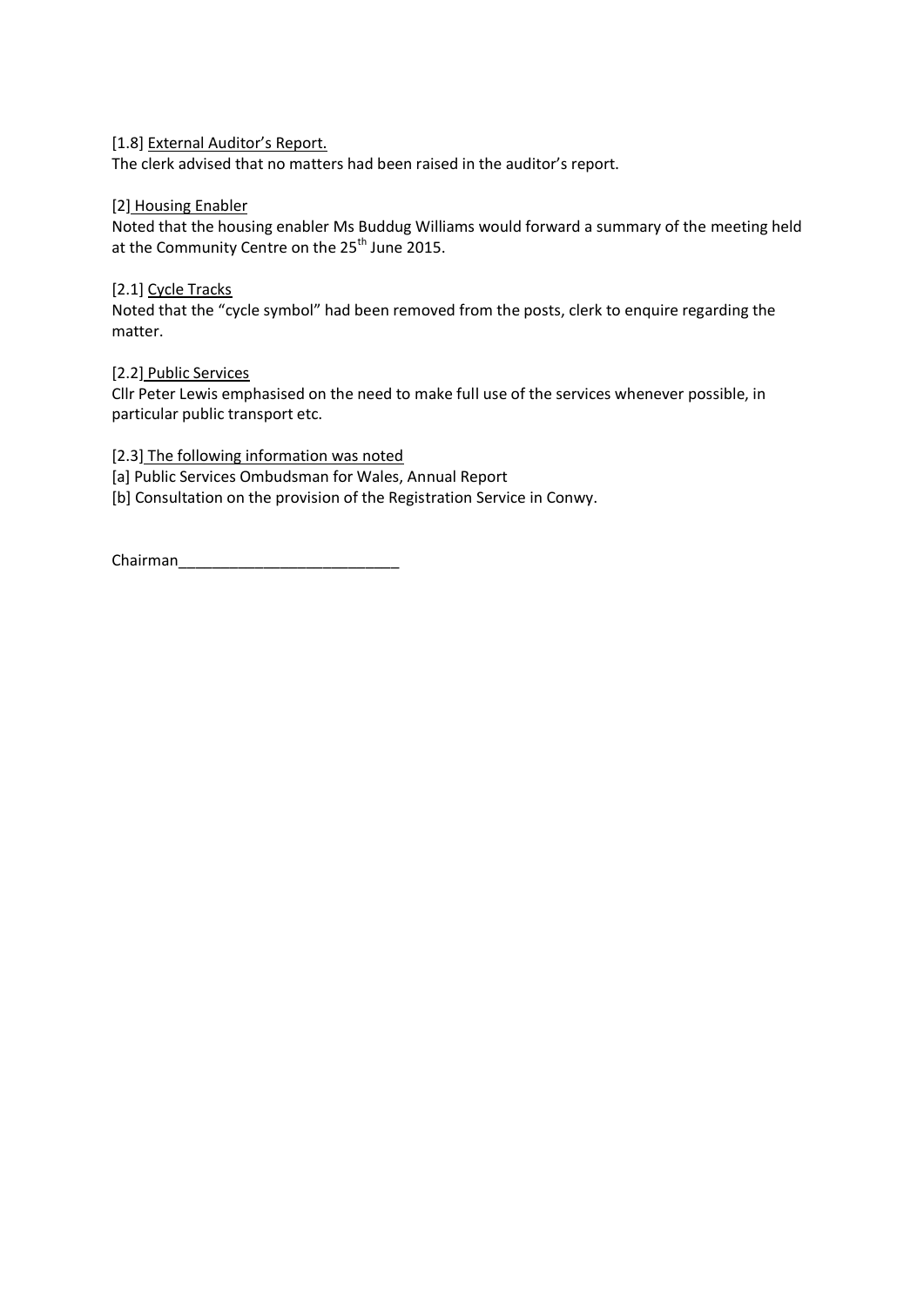[1.8] External Auditor's Report.

The clerk advised that no matters had been raised in the auditor's report.

[2] Housing Enabler

Noted that the housing enabler Ms Buddug Williams would forward a summary of the meeting held at the Community Centre on the 25th June 2015.

[2.1] Cycle Tracks

Noted that the "cycle symbol" had been removed from the posts, clerk to enquire regarding the matter.

[2.2] Public Services

Cllr Peter Lewis emphasised on the need to make full use of the services whenever possible, in particular public transport etc.

[2.3] The following information was noted

[a] Public Services Ombudsman for Wales, Annual Report

[b] Consultation on the provision of the Registration Service in Conwy.

Chairman__________________________